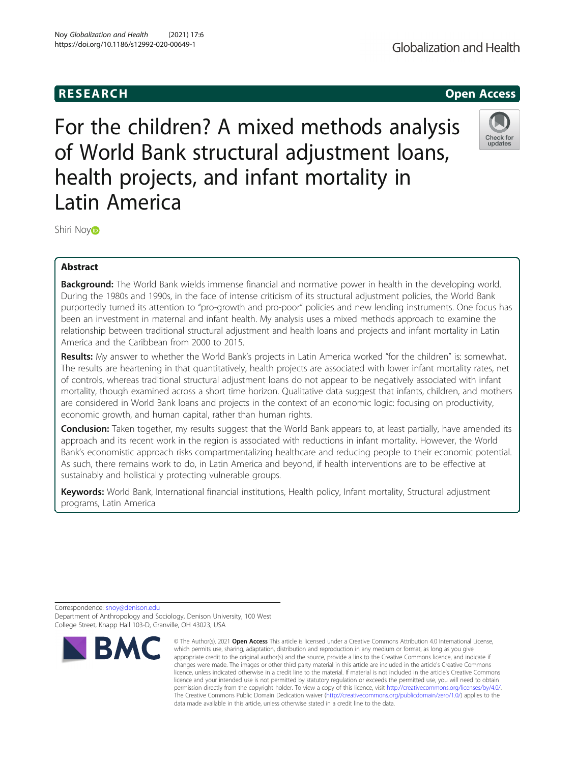RESEARCH

Open Access

# For the children? A mixed methods analysis of World Bank structural adjustment loans, health projects, and infant mortality in Latin America

Shiri Noy

## Abstract

**Background:** The World Bank wields immense financial and normative power in health in the developing world. During the 1980s and 1990s, in the face of intense criticism of its structural adjustment policies, the World Bank purportedly turned its attention to "pro-growth and pro-poor" policies and new lending instruments. One focus has been an investment in maternal and infant health. My analysis uses a mixed methods approach to examine the relationship between traditional structural adjustment and health loans and projects and infant mortality in Latin America and the Caribbean from 2000 to 2015.

**Results:** My answer to whether the World Bank's projects in Latin America worked "for the children" is: somewhat. The results are heartening in that quantitatively, health projects are associated with lower infant mortality rates, net of controls, whereas traditional structural adjustment loans do not appear to be negatively associated with infant mortality, though examined across a short time horizon. Qualitative data suggest that infants, children, and mothers are considered in World Bank loans and projects in the context of an economic logic: focusing on productivity, economic growth, and human capital, rather than human rights.

**Conclusion:** Taken together, my results suggest that the World Bank appears to, at least partially, have amended its approach and its recent work in the region is associated with reductions in infant mortality. However, the World Bank's economistic approach risks compartmentalizing healthcare and reducing people to their economic potential. As such, there remains work to do, in Latin America and beyond, if health interventions are to be effective at sustainably and holistically protecting vulnerable groups.

**Keywords:** World Bank, International financial institutions, Health policy, Infant mortality, Structural adjustment programs, Latin America

Correspondence: snoy@denison.edu
Department of Anthropology and Sociology, Denison University, 100 West College Street, Knapp Hall 103-D, Granville, OH 43023, USA

© The Author(s). 2021 **Open Access** This article is licensed under a Creative Commons Attribution 4.0 International License, which permits use, sharing, adaptation, distribution and reproduction in any medium or format, as long as you give appropriate credit to the original author(s) and the source, provide a link to the Creative Commons licence, and indicate if changes were made. The images or other third party material in this article are included in the article's Creative Commons licence, unless indicated otherwise in a credit line to the material. If material is not included in the article's Creative Commons licence and your intended use is not permitted by statutory regulation or exceeds the permitted use, you will need to obtain permission directly from the copyright holder. To view a copy of this licence, visit http://creativecommons.org/licenses/by/4.0/. The Creative Commons Public Domain Dedication waiver (http://creativecommons.org/publicdomain/zero/1.0/) applies to the data made available in this article, unless otherwise stated in a credit line to the data.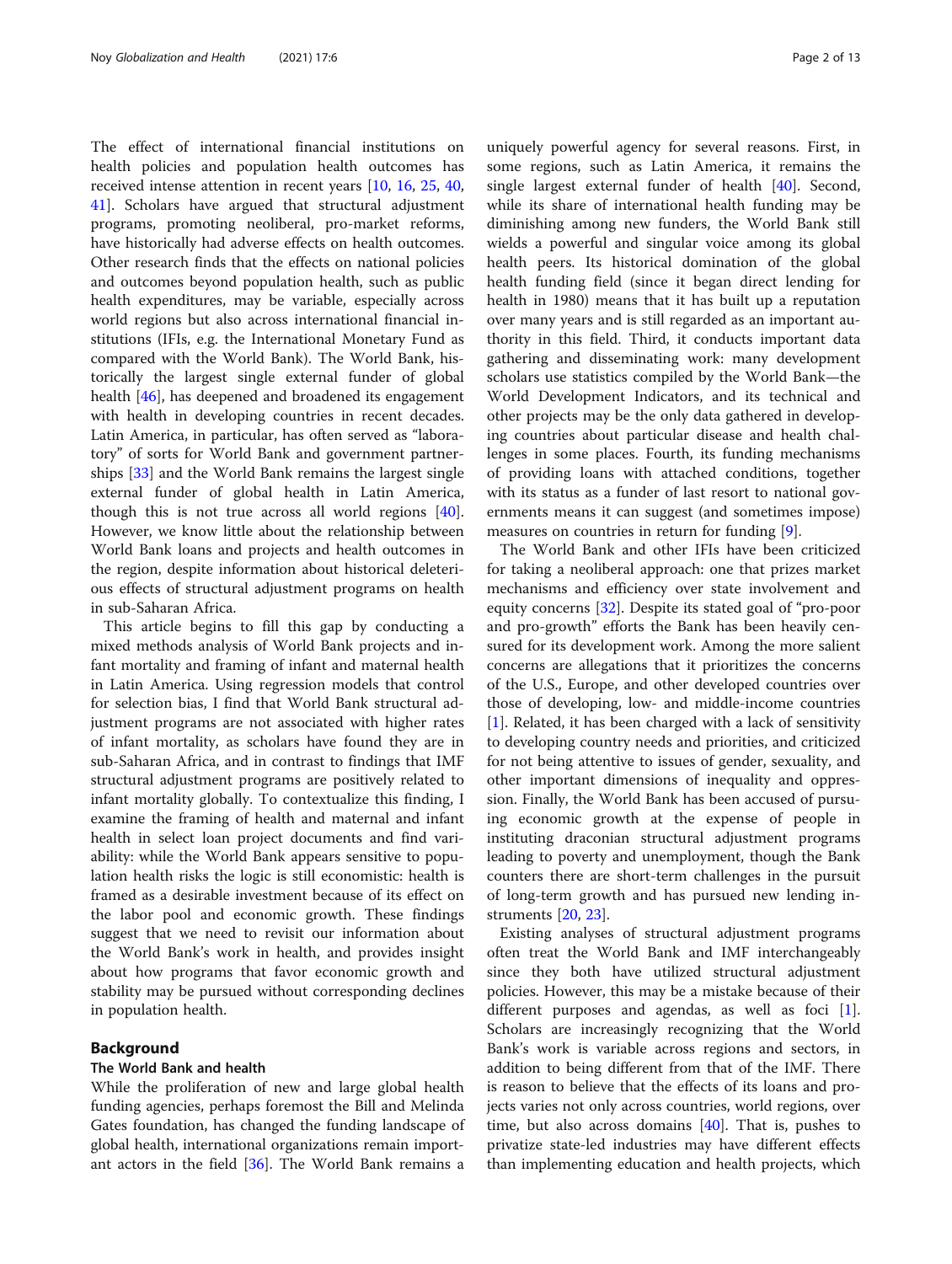The effect of international financial institutions on health policies and population health outcomes has received intense attention in recent years [10, 16, 25, 40, 41]. Scholars have argued that structural adjustment programs, promoting neoliberal, pro-market reforms, have historically had adverse effects on health outcomes. Other research finds that the effects on national policies and outcomes beyond population health, such as public health expenditures, may be variable, especially across world regions but also across international financial institutions (IFIs, e.g. the International Monetary Fund as compared with the World Bank). The World Bank, historically the largest single external funder of global health [46], has deepened and broadened its engagement with health in developing countries in recent decades. Latin America, in particular, has often served as "laboratory" of sorts for World Bank and government partnerships [33] and the World Bank remains the largest single external funder of global health in Latin America, though this is not true across all world regions [40]. However, we know little about the relationship between World Bank loans and projects and health outcomes in the region, despite information about historical deleterious effects of structural adjustment programs on health in sub-Saharan Africa.

This article begins to fill this gap by conducting a mixed methods analysis of World Bank projects and infant mortality and framing of infant and maternal health in Latin America. Using regression models that control for selection bias, I find that World Bank structural adjustment programs are not associated with higher rates of infant mortality, as scholars have found they are in sub-Saharan Africa, and in contrast to findings that IMF structural adjustment programs are positively related to infant mortality globally. To contextualize this finding, I examine the framing of health and maternal and infant health in select loan project documents and find variability: while the World Bank appears sensitive to population health risks the logic is still economistic: health is framed as a desirable investment because of its effect on the labor pool and economic growth. These findings suggest that we need to revisit our information about the World Bank's work in health, and provides insight about how programs that favor economic growth and stability may be pursued without corresponding declines in population health.

## Background

### The World Bank and health

While the proliferation of new and large global health funding agencies, perhaps foremost the Bill and Melinda Gates foundation, has changed the funding landscape of global health, international organizations remain important actors in the field [36]. The World Bank remains a uniquely powerful agency for several reasons. First, in some regions, such as Latin America, it remains the single largest external funder of health [40]. Second, while its share of international health funding may be diminishing among new funders, the World Bank still wields a powerful and singular voice among its global health peers. Its historical domination of the global health funding field (since it began direct lending for health in 1980) means that it has built up a reputation over many years and is still regarded as an important authority in this field. Third, it conducts important data gathering and disseminating work: many development scholars use statistics compiled by the World Bank—the World Development Indicators, and its technical and other projects may be the only data gathered in developing countries about particular disease and health challenges in some places. Fourth, its funding mechanisms of providing loans with attached conditions, together with its status as a funder of last resort to national governments means it can suggest (and sometimes impose) measures on countries in return for funding [9].

The World Bank and other IFIs have been criticized for taking a neoliberal approach: one that prizes market mechanisms and efficiency over state involvement and equity concerns [32]. Despite its stated goal of "pro-poor and pro-growth" efforts the Bank has been heavily censured for its development work. Among the more salient concerns are allegations that it prioritizes the concerns of the U.S., Europe, and other developed countries over those of developing, low- and middle-income countries [1]. Related, it has been charged with a lack of sensitivity to developing country needs and priorities, and criticized for not being attentive to issues of gender, sexuality, and other important dimensions of inequality and oppression. Finally, the World Bank has been accused of pursuing economic growth at the expense of people in instituting draconian structural adjustment programs leading to poverty and unemployment, though the Bank counters there are short-term challenges in the pursuit of long-term growth and has pursued new lending instruments [20, 23].

Existing analyses of structural adjustment programs often treat the World Bank and IMF interchangeably since they both have utilized structural adjustment policies. However, this may be a mistake because of their different purposes and agendas, as well as foci [1]. Scholars are increasingly recognizing that the World Bank's work is variable across regions and sectors, in addition to being different from that of the IMF. There is reason to believe that the effects of its loans and projects varies not only across countries, world regions, over time, but also across domains [40]. That is, pushes to privatize state-led industries may have different effects than implementing education and health projects, which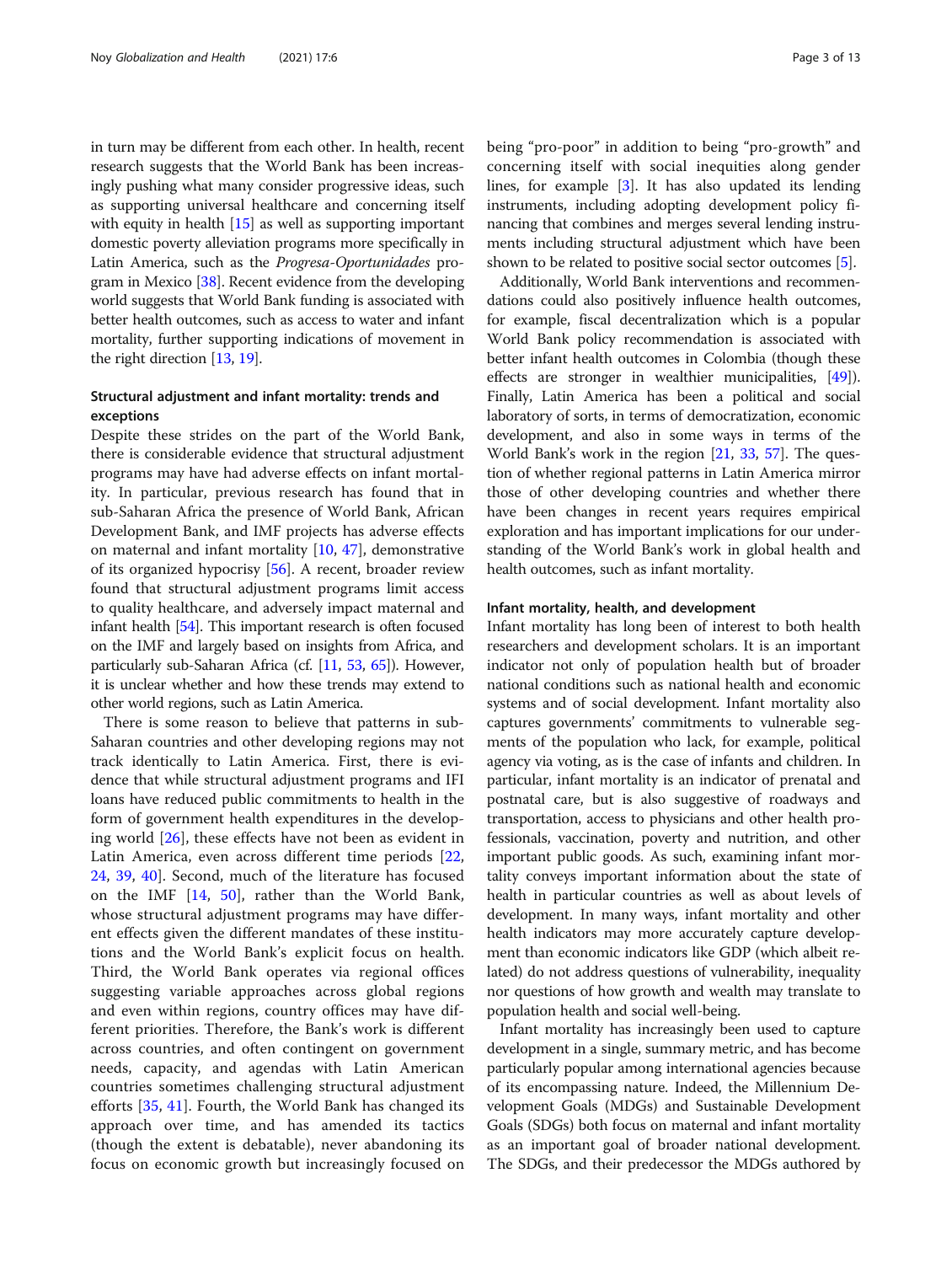in turn may be different from each other. In health, recent research suggests that the World Bank has been increasingly pushing what many consider progressive ideas, such as supporting universal healthcare and concerning itself with equity in health [15] as well as supporting important domestic poverty alleviation programs more specifically in Latin America, such as the *Progresa-Oportunidades* program in Mexico [38]. Recent evidence from the developing world suggests that World Bank funding is associated with better health outcomes, such as access to water and infant mortality, further supporting indications of movement in the right direction [13, 19].

### Structural adjustment and infant mortality: trends and exceptions

Despite these strides on the part of the World Bank, there is considerable evidence that structural adjustment programs may have had adverse effects on infant mortality. In particular, previous research has found that in sub-Saharan Africa the presence of World Bank, African Development Bank, and IMF projects has adverse effects on maternal and infant mortality [10, 47], demonstrative of its organized hypocrisy [56]. A recent, broader review found that structural adjustment programs limit access to quality healthcare, and adversely impact maternal and infant health [54]. This important research is often focused on the IMF and largely based on insights from Africa, and particularly sub-Saharan Africa (cf. [11, 53, 65]). However, it is unclear whether and how these trends may extend to other world regions, such as Latin America.

There is some reason to believe that patterns in sub-Saharan countries and other developing regions may not track identically to Latin America. First, there is evidence that while structural adjustment programs and IFI loans have reduced public commitments to health in the form of government health expenditures in the developing world [26], these effects have not been as evident in Latin America, even across different time periods [22, 24, 39, 40]. Second, much of the literature has focused on the IMF [14, 50], rather than the World Bank, whose structural adjustment programs may have different effects given the different mandates of these institutions and the World Bank's explicit focus on health. Third, the World Bank operates via regional offices suggesting variable approaches across global regions and even within regions, country offices may have different priorities. Therefore, the Bank's work is different across countries, and often contingent on government needs, capacity, and agendas with Latin American countries sometimes challenging structural adjustment efforts [35, 41]. Fourth, the World Bank has changed its approach over time, and has amended its tactics (though the extent is debatable), never abandoning its focus on economic growth but increasingly focused on being "pro-poor" in addition to being "pro-growth" and concerning itself with social inequities along gender lines, for example [3]. It has also updated its lending instruments, including adopting development policy financing that combines and merges several lending instruments including structural adjustment which have been shown to be related to positive social sector outcomes [5].

Additionally, World Bank interventions and recommendations could also positively influence health outcomes, for example, fiscal decentralization which is a popular World Bank policy recommendation is associated with better infant health outcomes in Colombia (though these effects are stronger in wealthier municipalities, [49]). Finally, Latin America has been a political and social laboratory of sorts, in terms of democratization, economic development, and also in some ways in terms of the World Bank's work in the region [21, 33, 57]. The question of whether regional patterns in Latin America mirror those of other developing countries and whether there have been changes in recent years requires empirical exploration and has important implications for our understanding of the World Bank's work in global health and health outcomes, such as infant mortality.

### Infant mortality, health, and development

Infant mortality has long been of interest to both health researchers and development scholars. It is an important indicator not only of population health but of broader national conditions such as national health and economic systems and of social development. Infant mortality also captures governments' commitments to vulnerable segments of the population who lack, for example, political agency via voting, as is the case of infants and children. In particular, infant mortality is an indicator of prenatal and postnatal care, but is also suggestive of roadways and transportation, access to physicians and other health professionals, vaccination, poverty and nutrition, and other important public goods. As such, examining infant mortality conveys important information about the state of health in particular countries as well as about levels of development. In many ways, infant mortality and other health indicators may more accurately capture development than economic indicators like GDP (which albeit related) do not address questions of vulnerability, inequality nor questions of how growth and wealth may translate to population health and social well-being.

Infant mortality has increasingly been used to capture development in a single, summary metric, and has become particularly popular among international agencies because of its encompassing nature. Indeed, the Millennium Development Goals (MDGs) and Sustainable Development Goals (SDGs) both focus on maternal and infant mortality as an important goal of broader national development. The SDGs, and their predecessor the MDGs authored by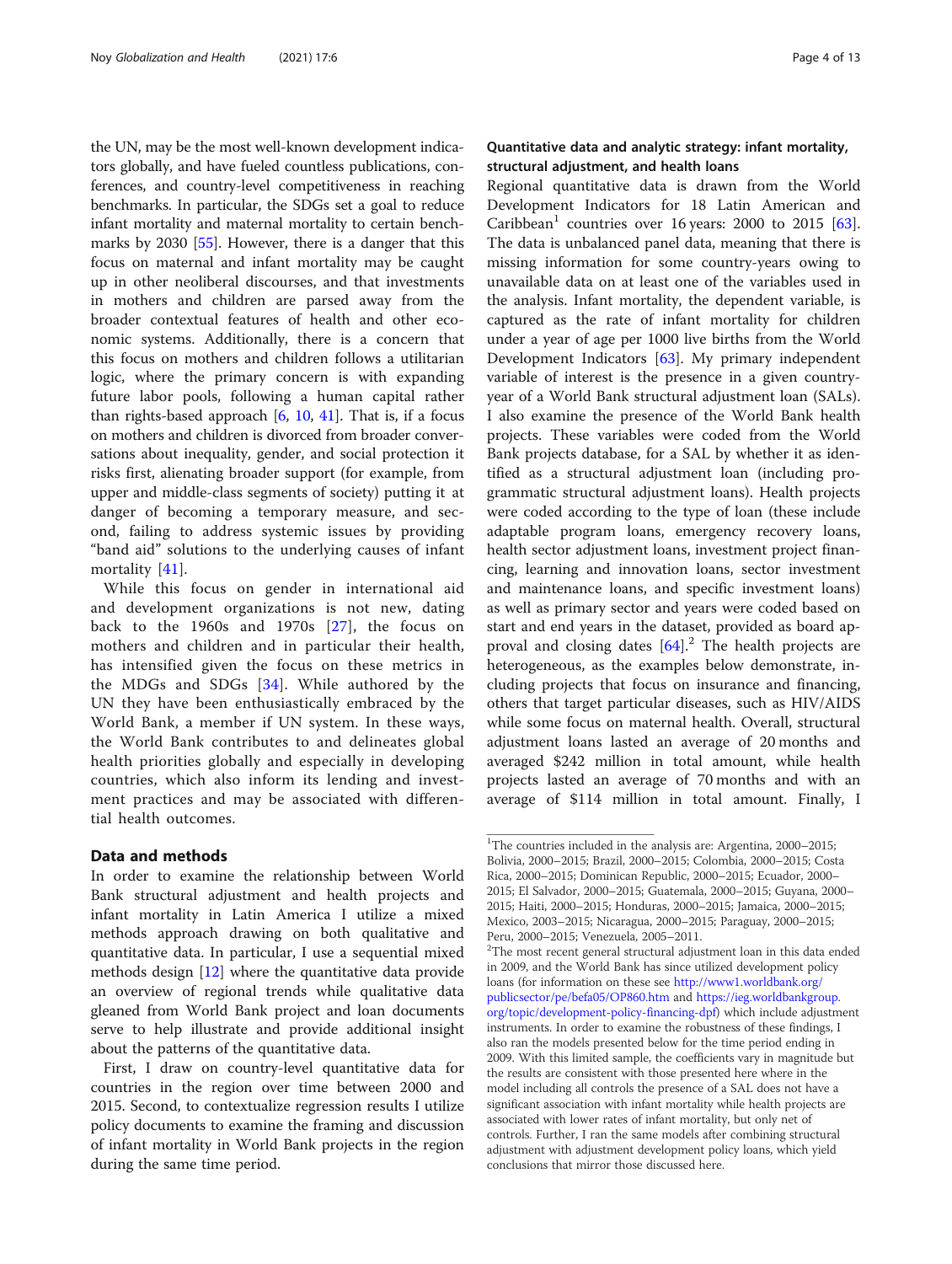the UN, may be the most well-known development indicators globally, and have fueled countless publications, conferences, and country-level competitiveness in reaching benchmarks. In particular, the SDGs set a goal to reduce infant mortality and maternal mortality to certain benchmarks by 2030 [55]. However, there is a danger that this focus on maternal and infant mortality may be caught up in other neoliberal discourses, and that investments in mothers and children are parsed away from the broader contextual features of health and other economic systems. Additionally, there is a concern that this focus on mothers and children follows a utilitarian logic, where the primary concern is with expanding future labor pools, following a human capital rather than rights-based approach [6, 10, 41]. That is, if a focus on mothers and children is divorced from broader conversations about inequality, gender, and social protection it risks first, alienating broader support (for example, from upper and middle-class segments of society) putting it at danger of becoming a temporary measure, and second, failing to address systemic issues by providing "band aid" solutions to the underlying causes of infant mortality [41].

While this focus on gender in international aid and development organizations is not new, dating back to the 1960s and 1970s [27], the focus on mothers and children and in particular their health, has intensified given the focus on these metrics in the MDGs and SDGs [34]. While authored by the UN they have been enthusiastically embraced by the World Bank, a member if UN system. In these ways, the World Bank contributes to and delineates global health priorities globally and especially in developing countries, which also inform its lending and investment practices and may be associated with differential health outcomes.

## Data and methods

In order to examine the relationship between World Bank structural adjustment and health projects and infant mortality in Latin America I utilize a mixed methods approach drawing on both qualitative and quantitative data. In particular, I use a sequential mixed methods design [12] where the quantitative data provide an overview of regional trends while qualitative data gleaned from World Bank project and loan documents serve to help illustrate and provide additional insight about the patterns of the quantitative data.

First, I draw on country-level quantitative data for countries in the region over time between 2000 and 2015. Second, to contextualize regression results I utilize policy documents to examine the framing and discussion of infant mortality in World Bank projects in the region during the same time period.

### Quantitative data and analytic strategy: infant mortality, structural adjustment, and health loans

Regional quantitative data is drawn from the World Development Indicators for 18 Latin American and Caribbean[1] countries over 16 years: 2000 to 2015 [63]. The data is unbalanced panel data, meaning that there is missing information for some country-years owing to unavailable data on at least one of the variables used in the analysis. Infant mortality, the dependent variable, is captured as the rate of infant mortality for children under a year of age per 1000 live births from the World Development Indicators [63]. My primary independent variable of interest is the presence in a given country-year of a World Bank structural adjustment loan (SALs). I also examine the presence of the World Bank health projects. These variables were coded from the World Bank projects database, for a SAL by whether it was identified as a structural adjustment loan (including programmatic structural adjustment loans). Health projects were coded according to the type of loan (these include adaptable program loans, emergency recovery loans, health sector adjustment loans, investment project financing, learning and innovation loans, sector investment and maintenance loans, and specific investment loans) as well as primary sector and years were coded based on start and end years in the dataset, provided as board approval and closing dates [64].[2] The health projects are heterogeneous, as the examples below demonstrate, including projects that focus on insurance and financing, others that target particular diseases, such as HIV/AIDS while some focus on maternal health. Overall, structural adjustment loans lasted an average of 20 months and averaged $242 million in total amount, while health projects lasted an average of 70 months and with an average of $114 million in total amount. Finally, I

---

[1] The countries included in the analysis are: Argentina, 2000–2015; Bolivia, 2000–2015; Brazil, 2000–2015; Colombia, 2000–2015; Costa Rica, 2000–2015; Dominican Republic, 2000–2015; Ecuador, 2000–2015; El Salvador, 2000–2015; Guatemala, 2000–2015; Guyana, 2000–2015; Haiti, 2000–2015; Honduras, 2000–2015; Jamaica, 2000–2015; Mexico, 2003–2015; Nicaragua, 2000–2015; Paraguay, 2000–2015; Peru, 2000–2015; Venezuela, 2005–2011.

[2] The most recent general structural adjustment loan in this data ended in 2009, and the World Bank has since utilized development policy loans (for information on these see http://www1.worldbank.org/publicsector/pe/befa05/OP860.htm and https://ieg.worldbankgroup.org/topic/development-policy-financing-dpf) which include adjustment instruments. In order to examine the robustness of these findings, I also ran the models presented below for the time period ending in 2009. With this limited sample, the coefficients vary in magnitude but the results are consistent with those presented here where in the model including all controls the presence of a SAL does not have a significant association with infant mortality while health projects are associated with lower rates of infant mortality, but only net of controls. Further, I ran the same models after combining structural adjustment with adjustment development policy loans, which yield conclusions that mirror those discussed here.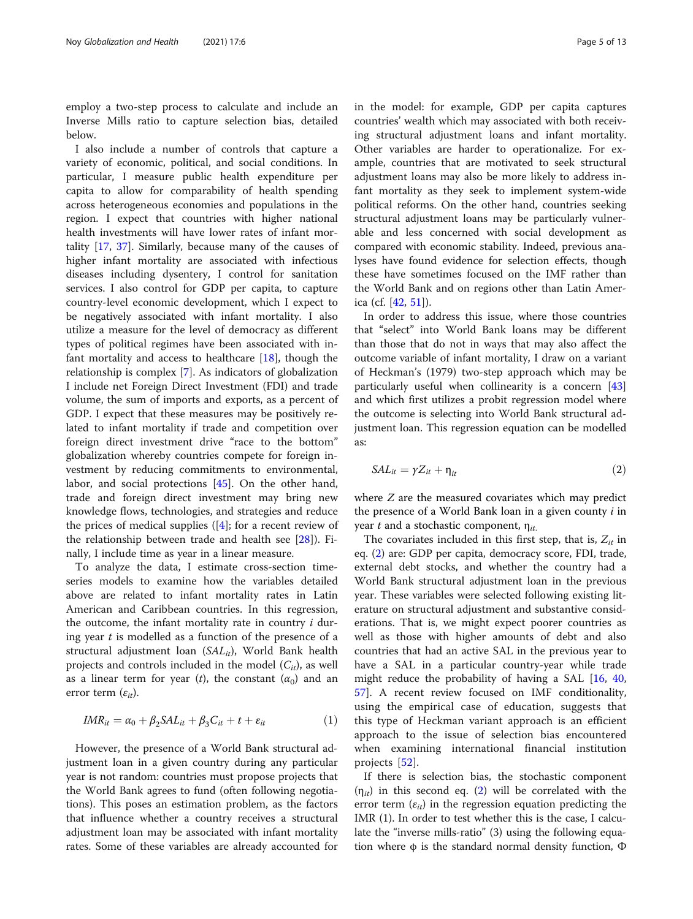employ a two-step process to calculate and include an Inverse Mills ratio to capture selection bias, detailed below.

I also include a number of controls that capture a variety of economic, political, and social conditions. In particular, I measure public health expenditure per capita to allow for comparability of health spending across heterogeneous economies and populations in the region. I expect that countries with higher national health investments will have lower rates of infant mortality [17, 37]. Similarly, because many of the causes of higher infant mortality are associated with infectious diseases including dysentery, I control for sanitation services. I also control for GDP per capita, to capture country-level economic development, which I expect to be negatively associated with infant mortality. I also utilize a measure for the level of democracy as different types of political regimes have been associated with infant mortality and access to healthcare [18], though the relationship is complex [7]. As indicators of globalization I include net Foreign Direct Investment (FDI) and trade volume, the sum of imports and exports, as a percent of GDP. I expect that these measures may be positively related to infant mortality if trade and competition over foreign direct investment drive "race to the bottom" globalization whereby countries compete for foreign investment by reducing commitments to environmental, labor, and social protections [45]. On the other hand, trade and foreign direct investment may bring new knowledge flows, technologies, and strategies and reduce the prices of medical supplies ([4]; for a recent review of the relationship between trade and health see [28]). Finally, I include time as year in a linear measure.

To analyze the data, I estimate cross-section time-series models to examine how the variables detailed above are related to infant mortality rates in Latin American and Caribbean countries. In this regression, the outcome, the infant mortality rate in country $i$ during year $t$ is modelled as a function of the presence of a structural adjustment loan ($SAL_{it}$), World Bank health projects and controls included in the model ($C_{it}$), as well as a linear term for year ($t$), the constant ($\alpha_0$) and an error term ($\varepsilon_{it}$).

$$IMR_{it} = \alpha_0 + \beta_2 SAL_{it} + \beta_3 C_{it} + t + \varepsilon_{it} \tag{1}$$

However, the presence of a World Bank structural adjustment loan in a given country during any particular year is not random: countries must propose projects that the World Bank agrees to fund (often following negotiations). This poses an estimation problem, as the factors that influence whether a country receives a structural adjustment loan may be associated with infant mortality rates. Some of these variables are already accounted for in the model: for example, GDP per capita captures countries' wealth which may associated with both receiving structural adjustment loans and infant mortality. Other variables are harder to operationalize. For example, countries that are motivated to seek structural adjustment loans may also be more likely to address infant mortality as they seek to implement system-wide political reforms. On the other hand, countries seeking structural adjustment loans may be particularly vulnerable and less concerned with social development as compared with economic stability. Indeed, previous analyses have found evidence for selection effects, though these have sometimes focused on the IMF rather than the World Bank and on regions other than Latin America (cf. [42, 51]).

In order to address this issue, where those countries that "select" into World Bank loans may be different than those that do not in ways that may also affect the outcome variable of infant mortality, I draw on a variant of Heckman's (1979) two-step approach which may be particularly useful when collinearity is a concern [43] and which first utilizes a probit regression model where the outcome is selecting into World Bank structural adjustment loan. This regression equation can be modelled as:

$$SAL_{it} = \gamma Z_{it} + \eta_{it} \tag{2}$$

where $Z$ are the measured covariates which may predict the presence of a World Bank loan in a given county $i$ in year $t$ and a stochastic component, $\eta_{it}$.

The covariates included in this first step, that is, $Z_{it}$ in eq. (2) are: GDP per capita, democracy score, FDI, trade, external debt stocks, and whether the country had a World Bank structural adjustment loan in the previous year. These variables were selected following existing literature on structural adjustment and substantive considerations. That is, we might expect poorer countries as well as those with higher amounts of debt and also countries that had an active SAL in the previous year to have a SAL in a particular country-year while trade might reduce the probability of having a SAL [16, 40, 57]. A recent review focused on IMF conditionality, using the empirical case of education, suggests that this type of Heckman variant approach is an efficient approach to the issue of selection bias encountered when examining international financial institution projects [52].

If there is selection bias, the stochastic component ($\eta_{it}$) in this second eq. (2) will be correlated with the error term ($\varepsilon_{it}$) in the regression equation predicting the IMR (1). In order to test whether this is the case, I calculate the "inverse mills-ratio" (3) using the following equation where $\phi$ is the standard normal density function, $\Phi$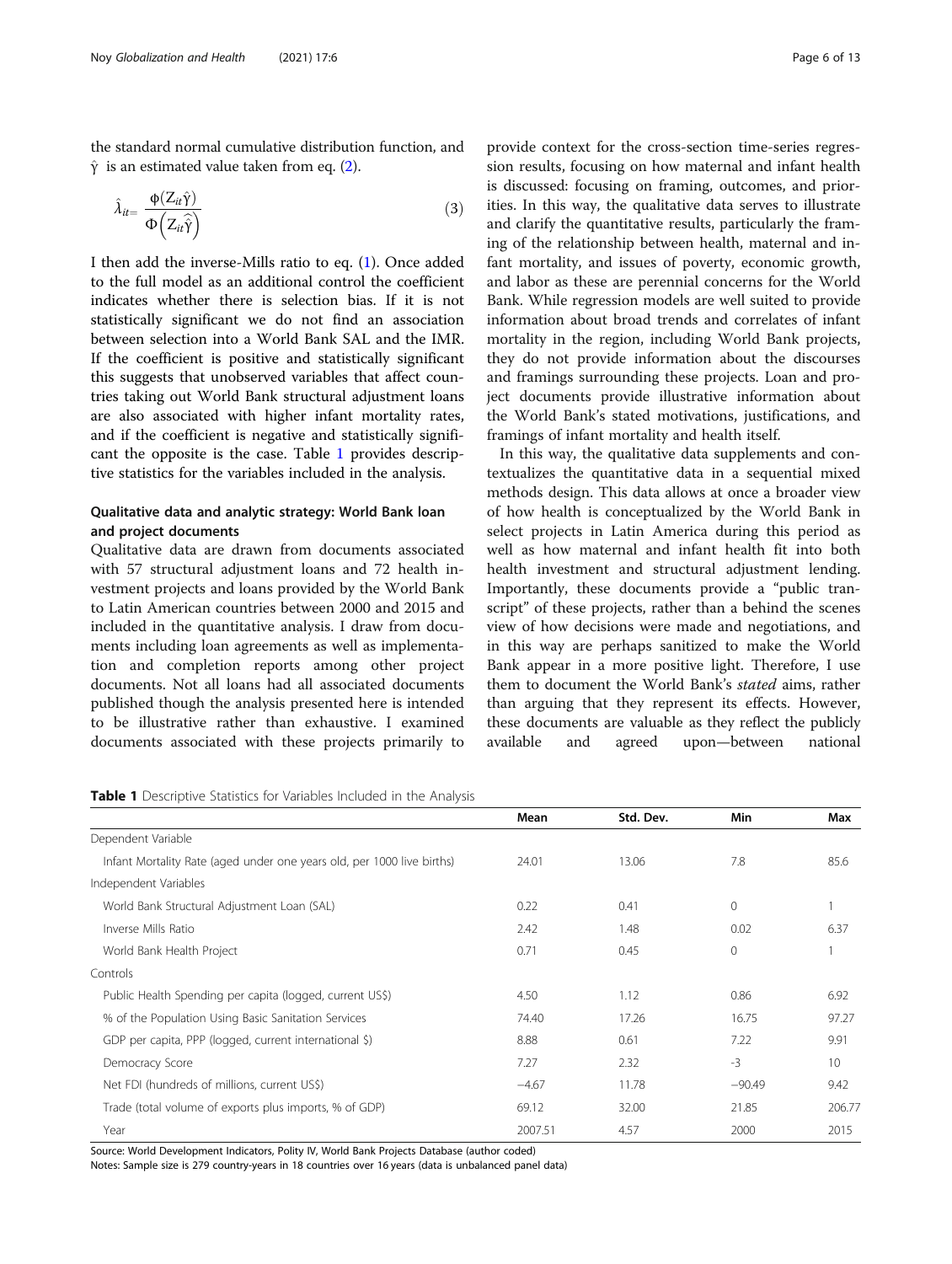the standard normal cumulative distribution function, and $\hat{\gamma}$ is an estimated value taken from eq. (2).

$$\hat{\lambda}_{it} = \frac{\phi(Z_{it}\hat{\gamma})}{\Phi\left(Z_{it}\hat{\hat{\gamma}}\right)} \tag{3}$$

I then add the inverse-Mills ratio to eq. (1). Once added to the full model as an additional control the coefficient indicates whether there is selection bias. If it is not statistically significant we do not find an association between selection into a World Bank SAL and the IMR. If the coefficient is positive and statistically significant this suggests that unobserved variables that affect countries taking out World Bank structural adjustment loans are also associated with higher infant mortality rates, and if the coefficient is negative and statistically significant the opposite is the case. Table 1 provides descriptive statistics for the variables included in the analysis.

## Qualitative data and analytic strategy: World Bank loan and project documents

Qualitative data are drawn from documents associated with 57 structural adjustment loans and 72 health investment projects and loans provided by the World Bank to Latin American countries between 2000 and 2015 and included in the quantitative analysis. I draw from documents including loan agreements as well as implementation and completion reports among other project documents. Not all loans had all associated documents published though the analysis presented here is intended to be illustrative rather than exhaustive. I examined documents associated with these projects primarily to provide context for the cross-section time-series regression results, focusing on how maternal and infant health is discussed: focusing on framing, outcomes, and priorities. In this way, the qualitative data serves to illustrate and clarify the quantitative results, particularly the framing of the relationship between health, maternal and infant mortality, and issues of poverty, economic growth, and labor as these are perennial concerns for the World Bank. While regression models are well suited to provide information about broad trends and correlates of infant mortality in the region, including World Bank projects, they do not provide information about the discourses and framings surrounding these projects. Loan and project documents provide illustrative information about the World Bank's stated motivations, justifications, and framings of infant mortality and health itself.

In this way, the qualitative data supplements and contextualizes the quantitative data in a sequential mixed methods design. This data allows at once a broader view of how health is conceptualized by the World Bank in select projects in Latin America during this period as well as how maternal and infant health fit into both health investment and structural adjustment lending. Importantly, these documents provide a "public transcript" of these projects, rather than a behind the scenes view of how decisions were made and negotiations, and in this way are perhaps sanitized to make the World Bank appear in a more positive light. Therefore, I use them to document the World Bank's *stated* aims, rather than arguing that they represent its effects. However, these documents are valuable as they reflect the publicly available and agreed upon—between national

**Table 1** Descriptive Statistics for Variables Included in the Analysis

| | Mean | Std. Dev. | Min | Max |
|---|---|---|---|---|
| Dependent Variable | | | | |
| Infant Mortality Rate (aged under one years old, per 1000 live births) | 24.01 | 13.06 | 7.8 | 85.6 |
| Independent Variables | | | | |
| World Bank Structural Adjustment Loan (SAL) | 0.22 | 0.41 | 0 | 1 |
| Inverse Mills Ratio | 2.42 | 1.48 | 0.02 | 6.37 |
| World Bank Health Project | 0.71 | 0.45 | 0 | 1 |
| Controls | | | | |
| Public Health Spending per capita (logged, current US$) | 4.50 | 1.12 | 0.86 | 6.92 |
| % of the Population Using Basic Sanitation Services | 74.40 | 17.26 | 16.75 | 97.27 |
| GDP per capita, PPP (logged, current international $) | 8.88 | 0.61 | 7.22 | 9.91 |
| Democracy Score | 7.27 | 2.32 | -3 | 10 |
| Net FDI (hundreds of millions, current US$) | −4.67 | 11.78 | −90.49 | 9.42 |
| Trade (total volume of exports plus imports, % of GDP) | 69.12 | 32.00 | 21.85 | 206.77 |
| Year | 2007.51 | 4.57 | 2000 | 2015 |

Source: World Development Indicators, Polity IV, World Bank Projects Database (author coded)

Notes: Sample size is 279 country-years in 18 countries over 16 years (data is unbalanced panel data)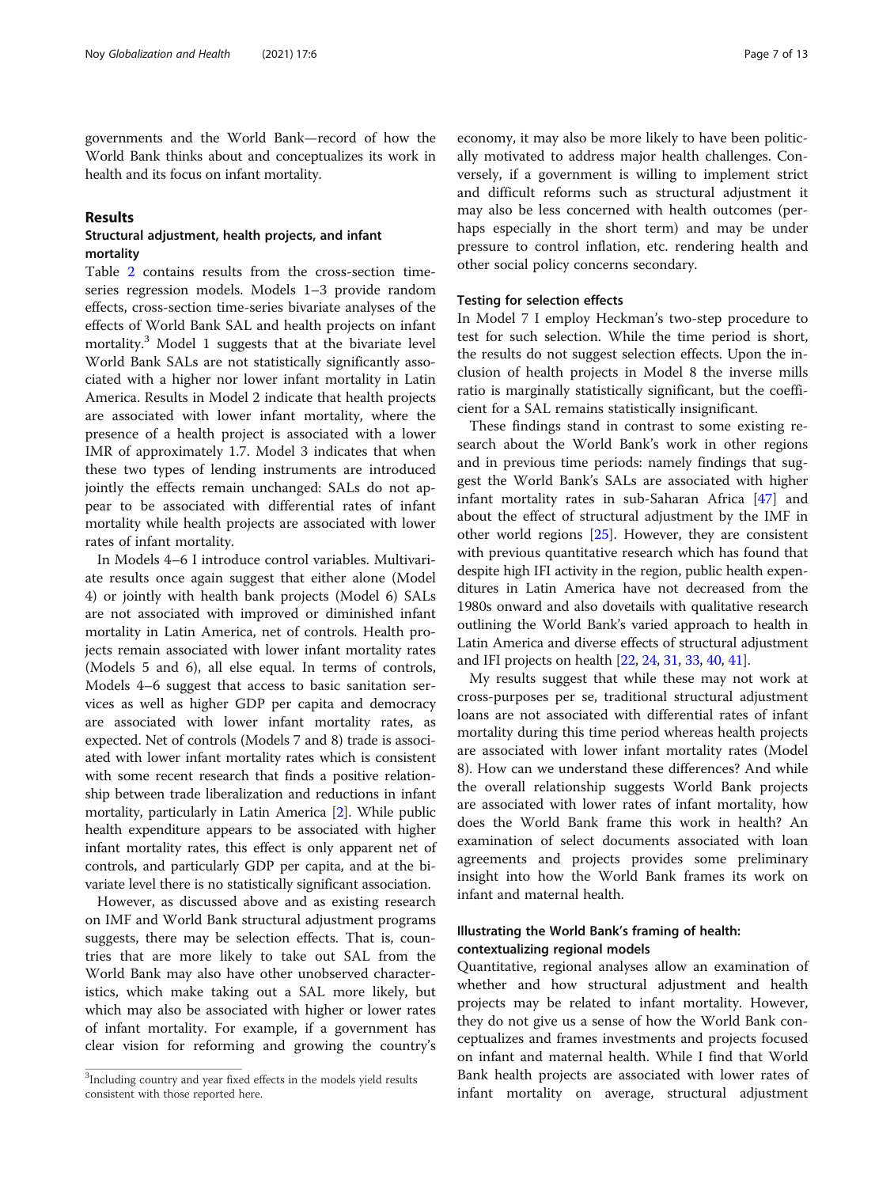governments and the World Bank—record of how the World Bank thinks about and conceptualizes its work in health and its focus on infant mortality.

## Results

### Structural adjustment, health projects, and infant mortality

Table 2 contains results from the cross-section time-series regression models. Models 1–3 provide random effects, cross-section time-series bivariate analyses of the effects of World Bank SAL and health projects on infant mortality.[3] Model 1 suggests that at the bivariate level World Bank SALs are not statistically significantly associated with a higher nor lower infant mortality in Latin America. Results in Model 2 indicate that health projects are associated with lower infant mortality, where the presence of a health project is associated with a lower IMR of approximately 1.7. Model 3 indicates that when these two types of lending instruments are introduced jointly the effects remain unchanged: SALs do not appear to be associated with differential rates of infant mortality while health projects are associated with lower rates of infant mortality.

In Models 4–6 I introduce control variables. Multivariate results once again suggest that either alone (Model 4) or jointly with health bank projects (Model 6) SALs are not associated with improved or diminished infant mortality in Latin America, net of controls. Health projects remain associated with lower infant mortality rates (Models 5 and 6), all else equal. In terms of controls, Models 4–6 suggest that access to basic sanitation services as well as higher GDP per capita and democracy are associated with lower infant mortality rates, as expected. Net of controls (Models 7 and 8) trade is associated with lower infant mortality rates which is consistent with some recent research that finds a positive relationship between trade liberalization and reductions in infant mortality, particularly in Latin America [2]. While public health expenditure appears to be associated with higher infant mortality rates, this effect is only apparent net of controls, and particularly GDP per capita, and at the bivariate level there is no statistically significant association.

However, as discussed above and as existing research on IMF and World Bank structural adjustment programs suggests, there may be selection effects. That is, countries that are more likely to take out SAL from the World Bank may also have other unobserved characteristics, which make taking out a SAL more likely, but which may also be associated with higher or lower rates of infant mortality. For example, if a government has clear vision for reforming and growing the country's economy, it may also be more likely to have been politically motivated to address major health challenges. Conversely, if a government is willing to implement strict and difficult reforms such as structural adjustment it may also be less concerned with health outcomes (perhaps especially in the short term) and may be under pressure to control inflation, etc. rendering health and other social policy concerns secondary.

### Testing for selection effects

In Model 7 I employ Heckman's two-step procedure to test for such selection. While the time period is short, the results do not suggest selection effects. Upon the inclusion of health projects in Model 8 the inverse mills ratio is marginally statistically significant, but the coefficient for a SAL remains statistically insignificant.

These findings stand in contrast to some existing research about the World Bank's work in other regions and in previous time periods: namely findings that suggest the World Bank's SALs are associated with higher infant mortality rates in sub-Saharan Africa [47] and about the effect of structural adjustment by the IMF in other world regions [25]. However, they are consistent with previous quantitative research which has found that despite high IFI activity in the region, public health expenditures in Latin America have not decreased from the 1980s onward and also dovetails with qualitative research outlining the World Bank's varied approach to health in Latin America and diverse effects of structural adjustment and IFI projects on health [22, 24, 31, 33, 40, 41].

My results suggest that while these may not work at cross-purposes per se, traditional structural adjustment loans are not associated with differential rates of infant mortality during this time period whereas health projects are associated with lower infant mortality rates (Model 8). How can we understand these differences? And while the overall relationship suggests World Bank projects are associated with lower rates of infant mortality, how does the World Bank frame this work in health? An examination of select documents associated with loan agreements and projects provides some preliminary insight into how the World Bank frames its work on infant and maternal health.

### Illustrating the World Bank's framing of health: contextualizing regional models

Quantitative, regional analyses allow an examination of whether and how structural adjustment and health projects may be related to infant mortality. However, they do not give us a sense of how the World Bank conceptualizes and frames investments and projects focused on infant and maternal health. While I find that World Bank health projects are associated with lower rates of infant mortality on average, structural adjustment

[3] Including country and year fixed effects in the models yield results consistent with those reported here.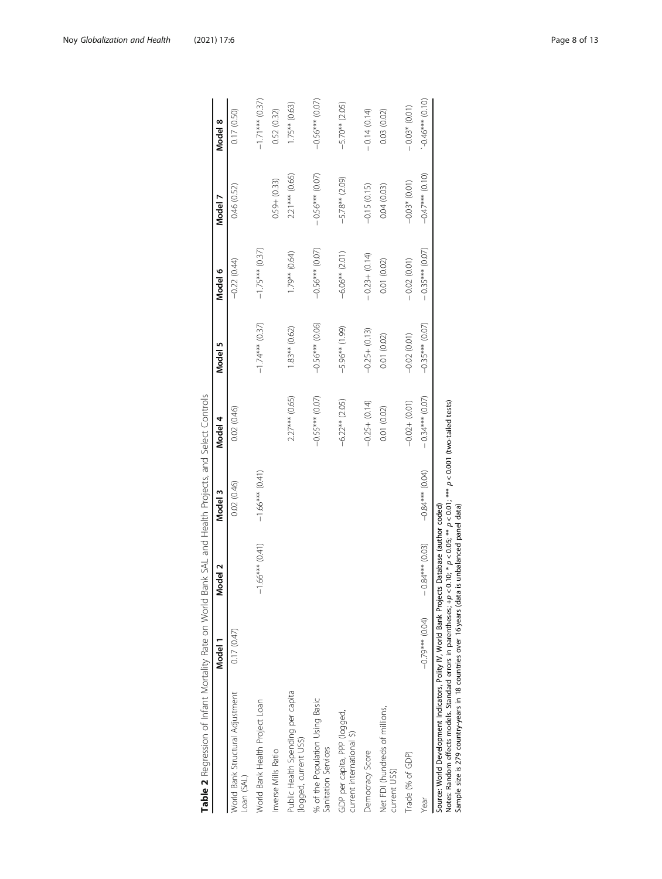**Table 2** Regression of Infant Mortality Rate on World Bank SAL and Health Projects, and Select Controls

| | Model 1 | Model 2 | Model 3 | Model 4 | Model 5 | Model 6 | Model 7 | Model 8 |
|---|---|---|---|---|---|---|---|---|
| World Bank Structural Adjustment Loan (SAL) | 0.17 (0.47) | | 0.02 (0.46) | 0.02 (0.46) | | −0.22 (0.44) | 0.46 (0.52) | 0.17 (0.50) |
| World Bank Health Project Loan | | −1.66*** (0.41) | −1.66*** (0.41) | | −1.74*** (0.37) | −1.75*** (0.37) | | −1.71*** (0.37) |
| Inverse Mills Ratio | | | | | | | 0.59+ (0.33) | 0.52 (0.32) |
| Public Health Spending per capita (logged, current US$) | | | | 2.27*** (0.65) | 1.83** (0.62) | 1.79** (0.64) | 2.21*** (0.65) | 1.75** (0.63) |
| % of the Population Using Basic Sanitation Services | | | | −0.55*** (0.07) | −0.56*** (0.06) | −0.56*** (0.07) | −0.56*** (0.07) | −0.56*** (0.07) |
| GDP per capita, PPP (logged, current international $) | | | | −6.22** (2.05) | −5.96** (1.99) | −6.06** (2.01) | −5.78** (2.09) | −5.70** (2.05) |
| Democracy Score | | | | −0.25+ (0.14) | −0.25+ (0.13) | −0.23+ (0.14) | −0.15 (0.15) | −0.14 (0.14) |
| Net FDI (hundreds of millions, current US$) | | | | 0.01 (0.02) | 0.01 (0.02) | 0.01 (0.02) | 0.04 (0.03) | 0.03 (0.02) |
| Trade (% of GDP) | | | | −0.02+ (0.01) | −0.02 (0.01) | −0.02 (0.01) | −0.03* (0.01) | −0.03* (0.01) |
| Year | −0.79*** (0.04) | −0.84*** (0.03) | −0.84*** (0.04) | −0.34*** (0.07) | −0.35*** (0.07) | −0.35*** (0.07) | −0.47*** (0.10) | `-0.46*** (0.10) |

Source: World Development Indicators, Polity IV, World Bank Projects Database (author coded)
Notes: Random effects models. Standard errors in parentheses; + $p < 0.10$; * $p < 0.05$; ** $p < 0.01$; *** $p < 0.001$ (two-tailed tests)
Sample size is 279 country-years in 18 countries over 16 years (data is unbalanced panel data)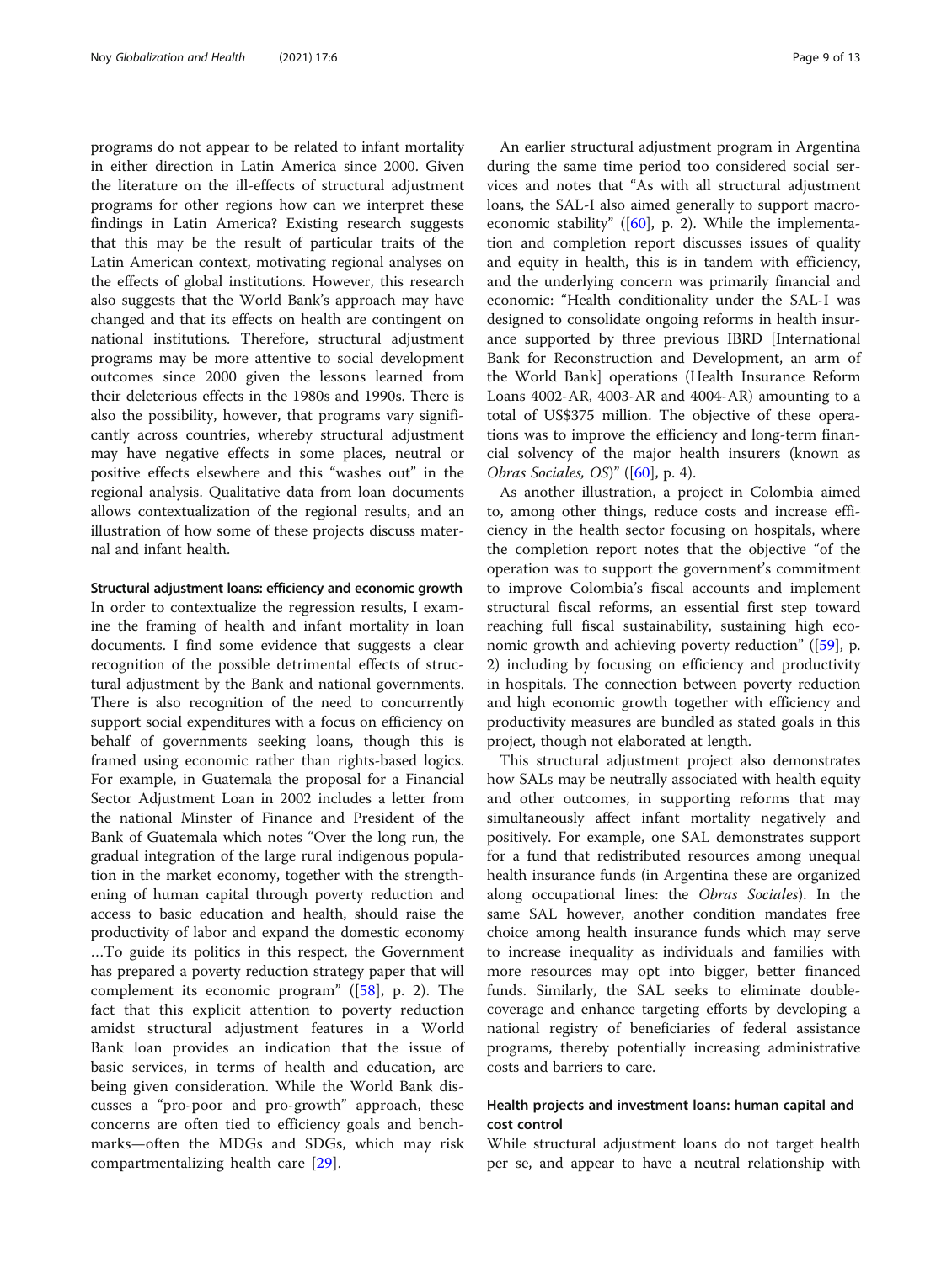programs do not appear to be related to infant mortality in either direction in Latin America since 2000. Given the literature on the ill-effects of structural adjustment programs for other regions how can we interpret these findings in Latin America? Existing research suggests that this may be the result of particular traits of the Latin American context, motivating regional analyses on the effects of global institutions. However, this research also suggests that the World Bank's approach may have changed and that its effects on health are contingent on national institutions. Therefore, structural adjustment programs may be more attentive to social development outcomes since 2000 given the lessons learned from their deleterious effects in the 1980s and 1990s. There is also the possibility, however, that programs vary significantly across countries, whereby structural adjustment may have negative effects in some places, neutral or positive effects elsewhere and this "washes out" in the regional analysis. Qualitative data from loan documents allows contextualization of the regional results, and an illustration of how some of these projects discuss maternal and infant health.

### Structural adjustment loans: efficiency and economic growth

In order to contextualize the regression results, I examine the framing of health and infant mortality in loan documents. I find some evidence that suggests a clear recognition of the possible detrimental effects of structural adjustment by the Bank and national governments. There is also recognition of the need to concurrently support social expenditures with a focus on efficiency on behalf of governments seeking loans, though this is framed using economic rather than rights-based logics. For example, in Guatemala the proposal for a Financial Sector Adjustment Loan in 2002 includes a letter from the national Minster of Finance and President of the Bank of Guatemala which notes "Over the long run, the gradual integration of the large rural indigenous population in the market economy, together with the strengthening of human capital through poverty reduction and access to basic education and health, should raise the productivity of labor and expand the domestic economy …To guide its politics in this respect, the Government has prepared a poverty reduction strategy paper that will complement its economic program" ([58], p. 2). The fact that this explicit attention to poverty reduction amidst structural adjustment features in a World Bank loan provides an indication that the issue of basic services, in terms of health and education, are being given consideration. While the World Bank discusses a "pro-poor and pro-growth" approach, these concerns are often tied to efficiency goals and benchmarks—often the MDGs and SDGs, which may risk compartmentalizing health care [29].

An earlier structural adjustment program in Argentina during the same time period too considered social services and notes that "As with all structural adjustment loans, the SAL-I also aimed generally to support macroeconomic stability" ([60], p. 2). While the implementation and completion report discusses issues of quality and equity in health, this is in tandem with efficiency, and the underlying concern was primarily financial and economic: "Health conditionality under the SAL-I was designed to consolidate ongoing reforms in health insurance supported by three previous IBRD [International Bank for Reconstruction and Development, an arm of the World Bank] operations (Health Insurance Reform Loans 4002-AR, 4003-AR and 4004-AR) amounting to a total of US$375 million. The objective of these operations was to improve the efficiency and long-term financial solvency of the major health insurers (known as *Obras Sociales, OS*)" ([60], p. 4).

As another illustration, a project in Colombia aimed to, among other things, reduce costs and increase efficiency in the health sector focusing on hospitals, where the completion report notes that the objective "of the operation was to support the government's commitment to improve Colombia's fiscal accounts and implement structural fiscal reforms, an essential first step toward reaching full fiscal sustainability, sustaining high economic growth and achieving poverty reduction" ([59], p. 2) including by focusing on efficiency and productivity in hospitals. The connection between poverty reduction and high economic growth together with efficiency and productivity measures are bundled as stated goals in this project, though not elaborated at length.

This structural adjustment project also demonstrates how SALs may be neutrally associated with health equity and other outcomes, in supporting reforms that may simultaneously affect infant mortality negatively and positively. For example, one SAL demonstrates support for a fund that redistributed resources among unequal health insurance funds (in Argentina these are organized along occupational lines: the *Obras Sociales*). In the same SAL however, another condition mandates free choice among health insurance funds which may serve to increase inequality as individuals and families with more resources may opt into bigger, better financed funds. Similarly, the SAL seeks to eliminate double-coverage and enhance targeting efforts by developing a national registry of beneficiaries of federal assistance programs, thereby potentially increasing administrative costs and barriers to care.

### Health projects and investment loans: human capital and cost control

While structural adjustment loans do not target health per se, and appear to have a neutral relationship with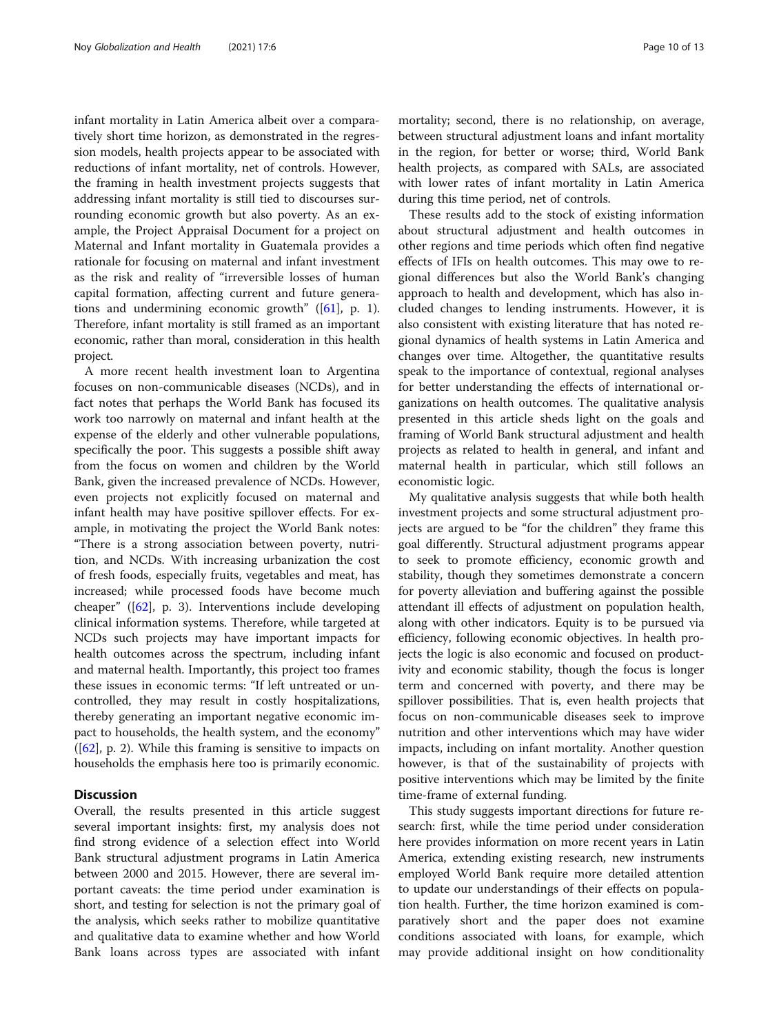infant mortality in Latin America albeit over a comparatively short time horizon, as demonstrated in the regression models, health projects appear to be associated with reductions of infant mortality, net of controls. However, the framing in health investment projects suggests that addressing infant mortality is still tied to discourses surrounding economic growth but also poverty. As an example, the Project Appraisal Document for a project on Maternal and Infant mortality in Guatemala provides a rationale for focusing on maternal and infant investment as the risk and reality of "irreversible losses of human capital formation, affecting current and future generations and undermining economic growth" ([61], p. 1). Therefore, infant mortality is still framed as an important economic, rather than moral, consideration in this health project.

A more recent health investment loan to Argentina focuses on non-communicable diseases (NCDs), and in fact notes that perhaps the World Bank has focused its work too narrowly on maternal and infant health at the expense of the elderly and other vulnerable populations, specifically the poor. This suggests a possible shift away from the focus on women and children by the World Bank, given the increased prevalence of NCDs. However, even projects not explicitly focused on maternal and infant health may have positive spillover effects. For example, in motivating the project the World Bank notes: "There is a strong association between poverty, nutrition, and NCDs. With increasing urbanization the cost of fresh foods, especially fruits, vegetables and meat, has increased; while processed foods have become much cheaper" ([62], p. 3). Interventions include developing clinical information systems. Therefore, while targeted at NCDs such projects may have important impacts for health outcomes across the spectrum, including infant and maternal health. Importantly, this project too frames these issues in economic terms: "If left untreated or uncontrolled, they may result in costly hospitalizations, thereby generating an important negative economic impact to households, the health system, and the economy" ([62], p. 2). While this framing is sensitive to impacts on households the emphasis here too is primarily economic.

## Discussion

Overall, the results presented in this article suggest several important insights: first, my analysis does not find strong evidence of a selection effect into World Bank structural adjustment programs in Latin America between 2000 and 2015. However, there are several important caveats: the time period under examination is short, and testing for selection is not the primary goal of the analysis, which seeks rather to mobilize quantitative and qualitative data to examine whether and how World Bank loans across types are associated with infant mortality; second, there is no relationship, on average, between structural adjustment loans and infant mortality in the region, for better or worse; third, World Bank health projects, as compared with SALs, are associated with lower rates of infant mortality in Latin America during this time period, net of controls.

These results add to the stock of existing information about structural adjustment and health outcomes in other regions and time periods which often find negative effects of IFIs on health outcomes. This may owe to regional differences but also the World Bank's changing approach to health and development, which has also included changes to lending instruments. However, it is also consistent with existing literature that has noted regional dynamics of health systems in Latin America and changes over time. Altogether, the quantitative results speak to the importance of contextual, regional analyses for better understanding the effects of international organizations on health outcomes. The qualitative analysis presented in this article sheds light on the goals and framing of World Bank structural adjustment and health projects as related to health in general, and infant and maternal health in particular, which still follows an economistic logic.

My qualitative analysis suggests that while both health investment projects and some structural adjustment projects are argued to be "for the children" they frame this goal differently. Structural adjustment programs appear to seek to promote efficiency, economic growth and stability, though they sometimes demonstrate a concern for poverty alleviation and buffering against the possible attendant ill effects of adjustment on population health, along with other indicators. Equity is to be pursued via efficiency, following economic objectives. In health projects the logic is also economic and focused on productivity and economic stability, though the focus is longer term and concerned with poverty, and there may be spillover possibilities. That is, even health projects that focus on non-communicable diseases seek to improve nutrition and other interventions which may have wider impacts, including on infant mortality. Another question however, is that of the sustainability of projects with positive interventions which may be limited by the finite time-frame of external funding.

This study suggests important directions for future research: first, while the time period under consideration here provides information on more recent years in Latin America, extending existing research, new instruments employed World Bank require more detailed attention to update our understandings of their effects on population health. Further, the time horizon examined is comparatively short and the paper does not examine conditions associated with loans, for example, which may provide additional insight on how conditionality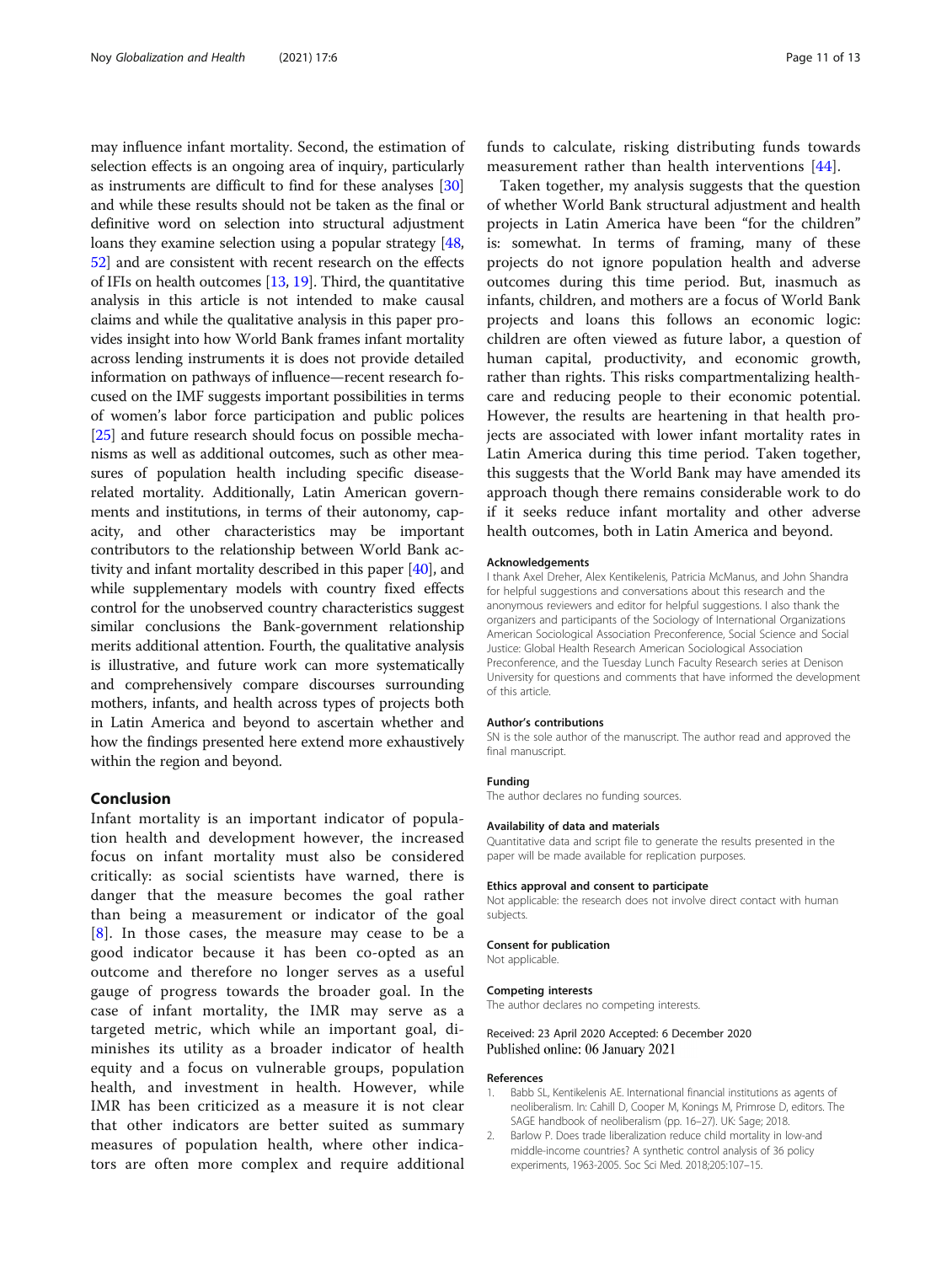may influence infant mortality. Second, the estimation of selection effects is an ongoing area of inquiry, particularly as instruments are difficult to find for these analyses [30] and while these results should not be taken as the final or definitive word on selection into structural adjustment loans they examine selection using a popular strategy [48, 52] and are consistent with recent research on the effects of IFIs on health outcomes [13, 19]. Third, the quantitative analysis in this article is not intended to make causal claims and while the qualitative analysis in this paper provides insight into how World Bank frames infant mortality across lending instruments it is does not provide detailed information on pathways of influence—recent research focused on the IMF suggests important possibilities in terms of women's labor force participation and public polices [25] and future research should focus on possible mechanisms as well as additional outcomes, such as other measures of population health including specific disease-related mortality. Additionally, Latin American governments and institutions, in terms of their autonomy, capacity, and other characteristics may be important contributors to the relationship between World Bank activity and infant mortality described in this paper [40], and while supplementary models with country fixed effects control for the unobserved country characteristics suggest similar conclusions the Bank-government relationship merits additional attention. Fourth, the qualitative analysis is illustrative, and future work can more systematically and comprehensively compare discourses surrounding mothers, infants, and health across types of projects both in Latin America and beyond to ascertain whether and how the findings presented here extend more exhaustively within the region and beyond.

## Conclusion

Infant mortality is an important indicator of population health and development however, the increased focus on infant mortality must also be considered critically: as social scientists have warned, there is danger that the measure becomes the goal rather than being a measurement or indicator of the goal [8]. In those cases, the measure may cease to be a good indicator because it has been co-opted as an outcome and therefore no longer serves as a useful gauge of progress towards the broader goal. In the case of infant mortality, the IMR may serve as a targeted metric, which while an important goal, diminishes its utility as a broader indicator of health equity and a focus on vulnerable groups, population health, and investment in health. However, while IMR has been criticized as a measure it is not clear that other indicators are better suited as summary measures of population health, where other indicators are often more complex and require additional funds to calculate, risking distributing funds towards measurement rather than health interventions [44].

Taken together, my analysis suggests that the question of whether World Bank structural adjustment and health projects in Latin America have been "for the children" is: somewhat. In terms of framing, many of these projects do not ignore population health and adverse outcomes during this time period. But, inasmuch as infants, children, and mothers are a focus of World Bank projects and loans this follows an economic logic: children are often viewed as future labor, a question of human capital, productivity, and economic growth, rather than rights. This risks compartmentalizing healthcare and reducing people to their economic potential. However, the results are heartening in that health projects are associated with lower infant mortality rates in Latin America during this time period. Taken together, this suggests that the World Bank may have amended its approach though there remains considerable work to do if it seeks reduce infant mortality and other adverse health outcomes, both in Latin America and beyond.

#### Acknowledgements

I thank Axel Dreher, Alex Kentikelenis, Patricia McManus, and John Shandra for helpful suggestions and conversations about this research and the anonymous reviewers and editor for helpful suggestions. I also thank the organizers and participants of the Sociology of International Organizations American Sociological Association Preconference, Social Science and Social Justice: Global Health Research American Sociological Association Preconference, and the Tuesday Lunch Faculty Research series at Denison University for questions and comments that have informed the development of this article.

#### Author's contributions

SN is the sole author of the manuscript. The author read and approved the final manuscript.

#### Funding

The author declares no funding sources.

#### Availability of data and materials

Quantitative data and script file to generate the results presented in the paper will be made available for replication purposes.

#### Ethics approval and consent to participate

Not applicable: the research does not involve direct contact with human subjects.

#### Consent for publication

Not applicable.

#### Competing interests

The author declares no competing interests.

Received: 23 April 2020 Accepted: 6 December 2020
Published online: 06 January 2021

#### References

1. Babb SL, Kentikelenis AE. International financial institutions as agents of neoliberalism. In: Cahill D, Cooper M, Konings M, Primrose D, editors. The SAGE handbook of neoliberalism (pp. 16–27). UK: Sage; 2018.
2. Barlow P. Does trade liberalization reduce child mortality in low-and middle-income countries? A synthetic control analysis of 36 policy experiments, 1963-2005. Soc Sci Med. 2018;205:107–15.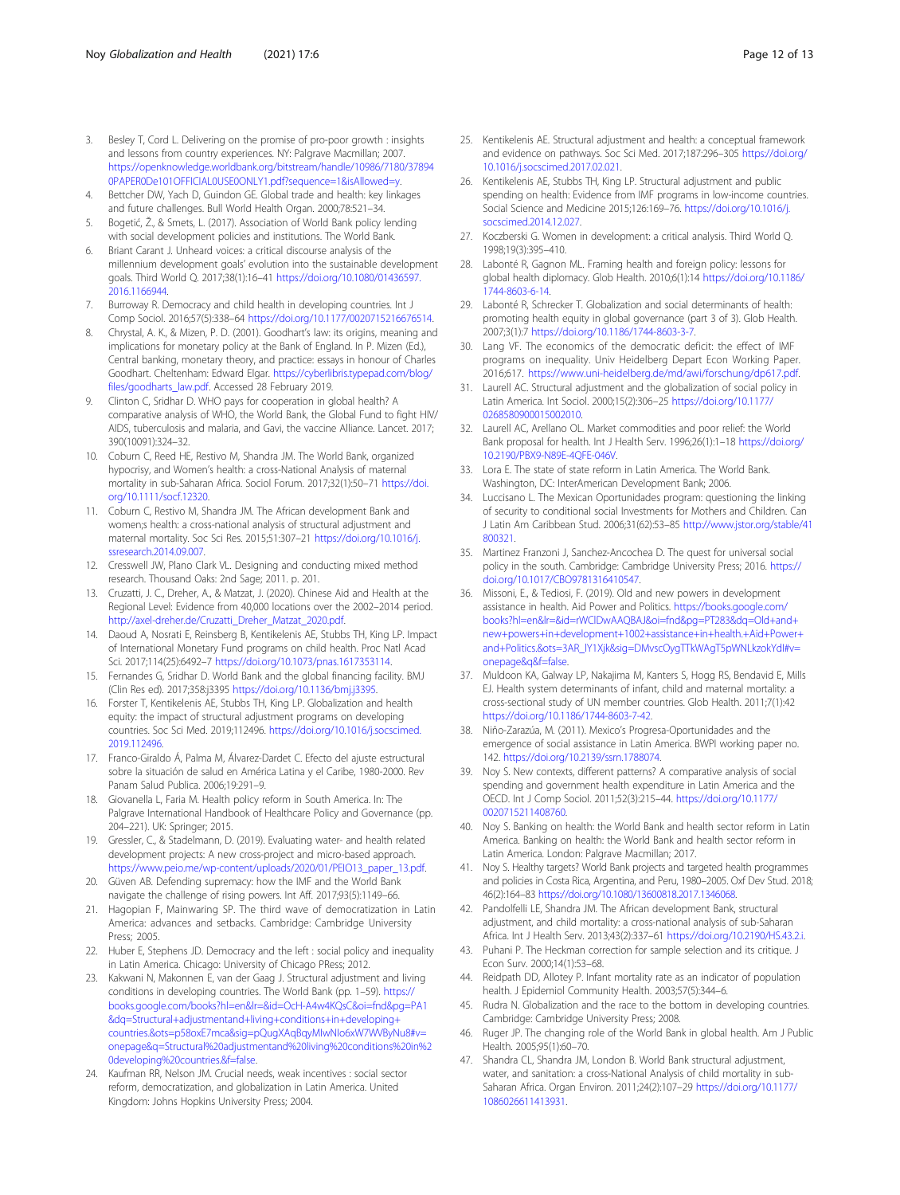3. Besley T, Cord L. Delivering on the promise of pro-poor growth : insights and lessons from country experiences. NY: Palgrave Macmillan; 2007. https://openknowledge.worldbank.org/bitstream/handle/10986/7180/378940PAPER0De101OFFICIAL0USE0ONLY1.pdf?sequence=1&isAllowed=y.
4. Bettcher DW, Yach D, Guindon GE. Global trade and health: key linkages and future challenges. Bull World Health Organ. 2000;78:521–34.
5. Bogetić, Ž., & Smets, L. (2017). Association of World Bank policy lending with social development policies and institutions. The World Bank.
6. Briant Carant J. Unheard voices: a critical discourse analysis of the millennium development goals' evolution into the sustainable development goals. Third World Q. 2017;38(1):16–41 https://doi.org/10.1080/01436597.2016.1166944.
7. Burroway R. Democracy and child health in developing countries. Int J Comp Sociol. 2016;57(5):338–64 https://doi.org/10.1177/0020715216676514.
8. Chrystal, A. K., & Mizen, P. D. (2001). Goodhart's law: its origins, meaning and implications for monetary policy at the Bank of England. In P. Mizen (Ed.), Central banking, monetary theory, and practice: essays in honour of Charles Goodhart. Cheltenham: Edward Elgar. https://cyberlibris.typepad.com/blog/files/goodharts_law.pdf. Accessed 28 February 2019.
9. Clinton C, Sridhar D. WHO pays for cooperation in global health? A comparative analysis of WHO, the World Bank, the Global Fund to fight HIV/AIDS, tuberculosis and malaria, and Gavi, the vaccine Alliance. Lancet. 2017; 390(10091):324–32.
10. Coburn C, Reed HE, Restivo M, Shandra JM. The World Bank, organized hypocrisy, and Women's health: a cross-National Analysis of maternal mortality in sub-Saharan Africa. Sociol Forum. 2017;32(1):50–71 https://doi.org/10.1111/socf.12320.
11. Coburn C, Restivo M, Shandra JM. The African development Bank and women;s health: a cross-national analysis of structural adjustment and maternal mortality. Soc Sci Res. 2015;51:307–21 https://doi.org/10.1016/j.ssresearch.2014.09.007.
12. Cresswell JW, Plano Clark VL. Designing and conducting mixed method research. Thousand Oaks: 2nd Sage; 2011. p. 201.
13. Cruzatti, J. C., Dreher, A., & Matzat, J. (2020). Chinese Aid and Health at the Regional Level: Evidence from 40,000 locations over the 2002–2014 period. http://axel-dreher.de/Cruzatti_Dreher_Matzat_2020.pdf.
14. Daoud A, Nosrati E, Reinsberg B, Kentikelenis AE, Stubbs TH, King LP. Impact of International Monetary Fund programs on child health. Proc Natl Acad Sci. 2017;114(25):6492–7 https://doi.org/10.1073/pnas.1617353114.
15. Fernandes G, Sridhar D. World Bank and the global financing facility. BMJ (Clin Res ed). 2017;358:j3395 https://doi.org/10.1136/bmj.j3395.
16. Forster T, Kentikelenis AE, Stubbs TH, King LP. Globalization and health equity: the impact of structural adjustment programs on developing countries. Soc Sci Med. 2019;112496. https://doi.org/10.1016/j.socscimed.2019.112496.
17. Franco-Giraldo Á, Palma M, Álvarez-Dardet C. Efecto del ajuste estructural sobre la situación de salud en América Latina y el Caribe, 1980-2000. Rev Panam Salud Publica. 2006;19:291–9.
18. Giovanella L, Faria M. Health policy reform in South America. In: The Palgrave International Handbook of Healthcare Policy and Governance (pp. 204–221). UK: Springer; 2015.
19. Gressler, C., & Stadelmann, D. (2019). Evaluating water- and health related development projects: A new cross-project and micro-based approach. https://www.peio.me/wp-content/uploads/2020/01/PEIO13_paper_13.pdf.
20. Güven AB. Defending supremacy: how the IMF and the World Bank navigate the challenge of rising powers. Int Aff. 2017;93(5):1149–66.
21. Hagopian F, Mainwaring SP. The third wave of democratization in Latin America: advances and setbacks. Cambridge: Cambridge University Press; 2005.
22. Huber E, Stephens JD. Democracy and the left : social policy and inequality in Latin America. Chicago: University of Chicago PRess; 2012.
23. Kakwani N, Makonnen E, van der Gaag J. Structural adjustment and living conditions in developing countries. The World Bank (pp. 1–59). https://books.google.com/books?hl=en&lr=&id=OcH-A4w4KQsC&oi=fnd&pg=PA1&dq=Structural+adjustmentand+living+conditions+in+developing+countries.&ots=p58oxE7mca&sig=pQugXAqBqyMIwNIo6xW7WVByNu8#v=onepage&q=Structural%20adjustmentand%20living%20conditions%20in%20developing%20countries.&f=false.
24. Kaufman RR, Nelson JM. Crucial needs, weak incentives : social sector reform, democratization, and globalization in Latin America. United Kingdom: Johns Hopkins University Press; 2004.
25. Kentikelenis AE. Structural adjustment and health: a conceptual framework and evidence on pathways. Soc Sci Med. 2017;187:296–305 https://doi.org/10.1016/j.socscimed.2017.02.021.
26. Kentikelenis AE, Stubbs TH, King LP. Structural adjustment and public spending on health: Evidence from IMF programs in low-income countries. Social Science and Medicine 2015;126:169–76. https://doi.org/10.1016/j.socscimed.2014.12.027.
27. Koczberski G. Women in development: a critical analysis. Third World Q. 1998;19(3):395–410.
28. Labonté R, Gagnon ML. Framing health and foreign policy: lessons for global health diplomacy. Glob Health. 2010;6(1):14 https://doi.org/10.1186/1744-8603-6-14.
29. Labonté R, Schrecker T. Globalization and social determinants of health: promoting health equity in global governance (part 3 of 3). Glob Health. 2007;3(1):7 https://doi.org/10.1186/1744-8603-3-7.
30. Lang VF. The economics of the democratic deficit: the effect of IMF programs on inequality. Univ Heidelberg Depart Econ Working Paper. 2016;617. https://www.uni-heidelberg.de/md/awi/forschung/dp617.pdf.
31. Laurell AC. Structural adjustment and the globalization of social policy in Latin America. Int Sociol. 2000;15(2):306–25 https://doi.org/10.1177/0268580900015002010.
32. Laurell AC, Arellano OL. Market commodities and poor relief: the World Bank proposal for health. Int J Health Serv. 1996;26(1):1–18 https://doi.org/10.2190/PBX9-N89E-4QFE-046V.
33. Lora E. The state of state reform in Latin America. The World Bank. Washington, DC: InterAmerican Development Bank; 2006.
34. Luccisano L. The Mexican Oportunidades program: questioning the linking of security to conditional social Investments for Mothers and Children. Can J Latin Am Caribbean Stud. 2006;31(62):53–85 http://www.jstor.org/stable/41800321.
35. Martinez Franzoni J, Sanchez-Ancochea D. The quest for universal social policy in the south. Cambridge: Cambridge University Press; 2016. https://doi.org/10.1017/CBO9781316410547.
36. Missoni, E., & Tediosi, F. (2019). Old and new powers in development assistance in health. Aid Power and Politics. https://books.google.com/books?hl=en&lr=&id=rWClDwAAQBAJ&oi=fnd&pg=PT283&dq=Old+and+new+powers+in+development+1002+assistance+in+health.+Aid+Power+and+Politics.&ots=3AR_IY1Xjk&sig=DMvscOygTTkWAgT5pWNLkzokYdI#v=onepage&q&f=false.
37. Muldoon KA, Galway LP, Nakajima M, Kanters S, Hogg RS, Bendavid E, Mills EJ. Health system determinants of infant, child and maternal mortality: a cross-sectional study of UN member countries. Glob Health. 2011;7(1):42 https://doi.org/10.1186/1744-8603-7-42.
38. Niño-Zarazúa, M. (2011). Mexico's Progresa-Oportunidades and the emergence of social assistance in Latin America. BWPI working paper no. 142. https://doi.org/10.2139/ssrn.1788074.
39. Noy S. New contexts, different patterns? A comparative analysis of social spending and government health expenditure in Latin America and the OECD. Int J Comp Sociol. 2011;52(3):215–44. https://doi.org/10.1177/0020715211408760.
40. Noy S. Banking on health: the World Bank and health sector reform in Latin America. Banking on health: the World Bank and health sector reform in Latin America. London: Palgrave Macmillan; 2017.
41. Noy S. Healthy targets? World Bank projects and targeted health programmes and policies in Costa Rica, Argentina, and Peru, 1980–2005. Oxf Dev Stud. 2018; 46(2):164–83 https://doi.org/10.1080/13600818.2017.1346068.
42. Pandolfelli LE, Shandra JM. The African development Bank, structural adjustment, and child mortality: a cross-national analysis of sub-Saharan Africa. Int J Health Serv. 2013;43(2):337–61 https://doi.org/10.2190/HS.43.2.i.
43. Puhani P. The Heckman correction for sample selection and its critique. J Econ Surv. 2000;14(1):53–68.
44. Reidpath DD, Allotey P. Infant mortality rate as an indicator of population health. J Epidemiol Community Health. 2003;57(5):344–6.
45. Rudra N. Globalization and the race to the bottom in developing countries. Cambridge: Cambridge University Press; 2008.
46. Ruger JP. The changing role of the World Bank in global health. Am J Public Health. 2005;95(1):60–70.
47. Shandra CL, Shandra JM, London B. World Bank structural adjustment, water, and sanitation: a cross-National Analysis of child mortality in sub-Saharan Africa. Organ Environ. 2011;24(2):107–29 https://doi.org/10.1177/1086026611413931.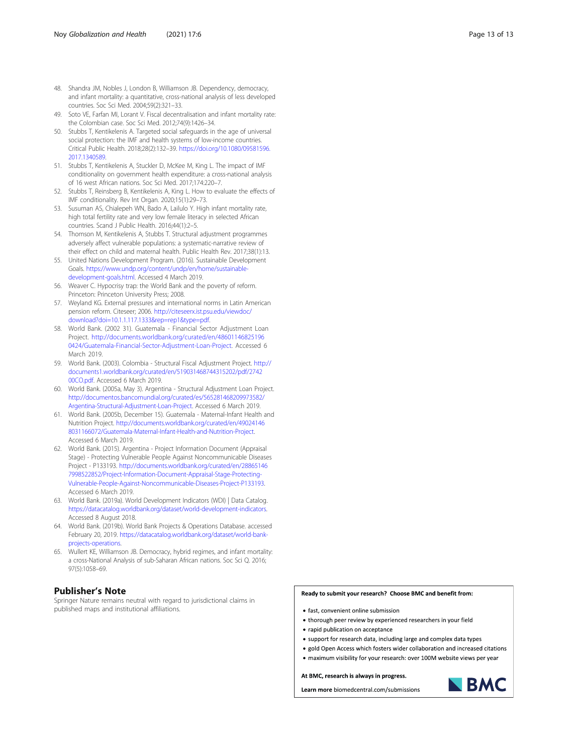48. Shandra JM, Nobles J, London B, Williamson JB. Dependency, democracy, and infant mortality: a quantitative, cross-national analysis of less developed countries. Soc Sci Med. 2004;59(2):321–33.
49. Soto VE, Farfan MI, Lorant V. Fiscal decentralisation and infant mortality rate: the Colombian case. Soc Sci Med. 2012;74(9):1426–34.
50. Stubbs T, Kentikelenis A. Targeted social safeguards in the age of universal social protection: the IMF and health systems of low-income countries. Critical Public Health. 2018;28(2):132–39. https://doi.org/10.1080/09581596.2017.1340589.
51. Stubbs T, Kentikelenis A, Stuckler D, McKee M, King L. The impact of IMF conditionality on government health expenditure: a cross-national analysis of 16 west African nations. Soc Sci Med. 2017;174:220–7.
52. Stubbs T, Reinsberg B, Kentikelenis A, King L. How to evaluate the effects of IMF conditionality. Rev Int Organ. 2020;15(1):29–73.
53. Susuman AS, Chialepeh WN, Bado A, Lailulo Y. High infant mortality rate, high total fertility rate and very low female literacy in selected African countries. Scand J Public Health. 2016;44(1):2–5.
54. Thomson M, Kentikelenis A, Stubbs T. Structural adjustment programmes adversely affect vulnerable populations: a systematic-narrative review of their effect on child and maternal health. Public Health Rev. 2017;38(1):13.
55. United Nations Development Program. (2016). Sustainable Development Goals. https://www.undp.org/content/undp/en/home/sustainable-development-goals.html. Accessed 4 March 2019.
56. Weaver C. Hypocrisy trap: the World Bank and the poverty of reform. Princeton: Princeton University Press; 2008.
57. Weyland KG. External pressures and international norms in Latin American pension reform. Citeseer; 2006. http://citeseerx.ist.psu.edu/viewdoc/download?doi=10.1.1.117.1333&rep=rep1&type=pdf.
58. World Bank. (2002 31). Guatemala - Financial Sector Adjustment Loan Project. http://documents.worldbank.org/curated/en/486011468251960424/Guatemala-Financial-Sector-Adjustment-Loan-Project. Accessed 6 March 2019.
59. World Bank. (2003). Colombia - Structural Fiscal Adjustment Project. http://documents1.worldbank.org/curated/en/519031468744315202/pdf/274200CO.pdf. Accessed 6 March 2019.
60. World Bank. (2005a, May 3). Argentina - Structural Adjustment Loan Project. http://documentos.bancomundial.org/curated/es/565281468209973582/Argentina-Structural-Adjustment-Loan-Project. Accessed 6 March 2019.
61. World Bank. (2005b, December 15). Guatemala - Maternal-Infant Health and Nutrition Project. http://documents.worldbank.org/curated/en/490241468031166072/Guatemala-Maternal-Infant-Health-and-Nutrition-Project. Accessed 6 March 2019.
62. World Bank. (2015). Argentina - Project Information Document (Appraisal Stage) - Protecting Vulnerable People Against Noncommunicable Diseases Project - P133193. http://documents.worldbank.org/curated/en/288651467998522852/Project-Information-Document-Appraisal-Stage-Protecting-Vulnerable-People-Against-Noncommunicable-Diseases-Project-P133193. Accessed 6 March 2019.
63. World Bank. (2019a). World Development Indicators (WDI) | Data Catalog. https://datacatalog.worldbank.org/dataset/world-development-indicators. Accessed 8 August 2018.
64. World Bank. (2019b). World Bank Projects & Operations Database. accessed February 20, 2019. https://datacatalog.worldbank.org/dataset/world-bank-projects-operations.
65. Wullert KE, Williamson JB. Democracy, hybrid regimes, and infant mortality: a cross-National Analysis of sub-Saharan African nations. Soc Sci Q. 2016;97(5):1058–69.

## Publisher's Note

Springer Nature remains neutral with regard to jurisdictional claims in published maps and institutional affiliations.

**Ready to submit your research? Choose BMC and benefit from:**

- fast, convenient online submission
- thorough peer review by experienced researchers in your field
- rapid publication on acceptance
- support for research data, including large and complex data types
- gold Open Access which fosters wider collaboration and increased citations
- maximum visibility for your research: over 100M website views per year

**At BMC, research is always in progress.**

**Learn more** biomedcentral.com/submissions

BMC